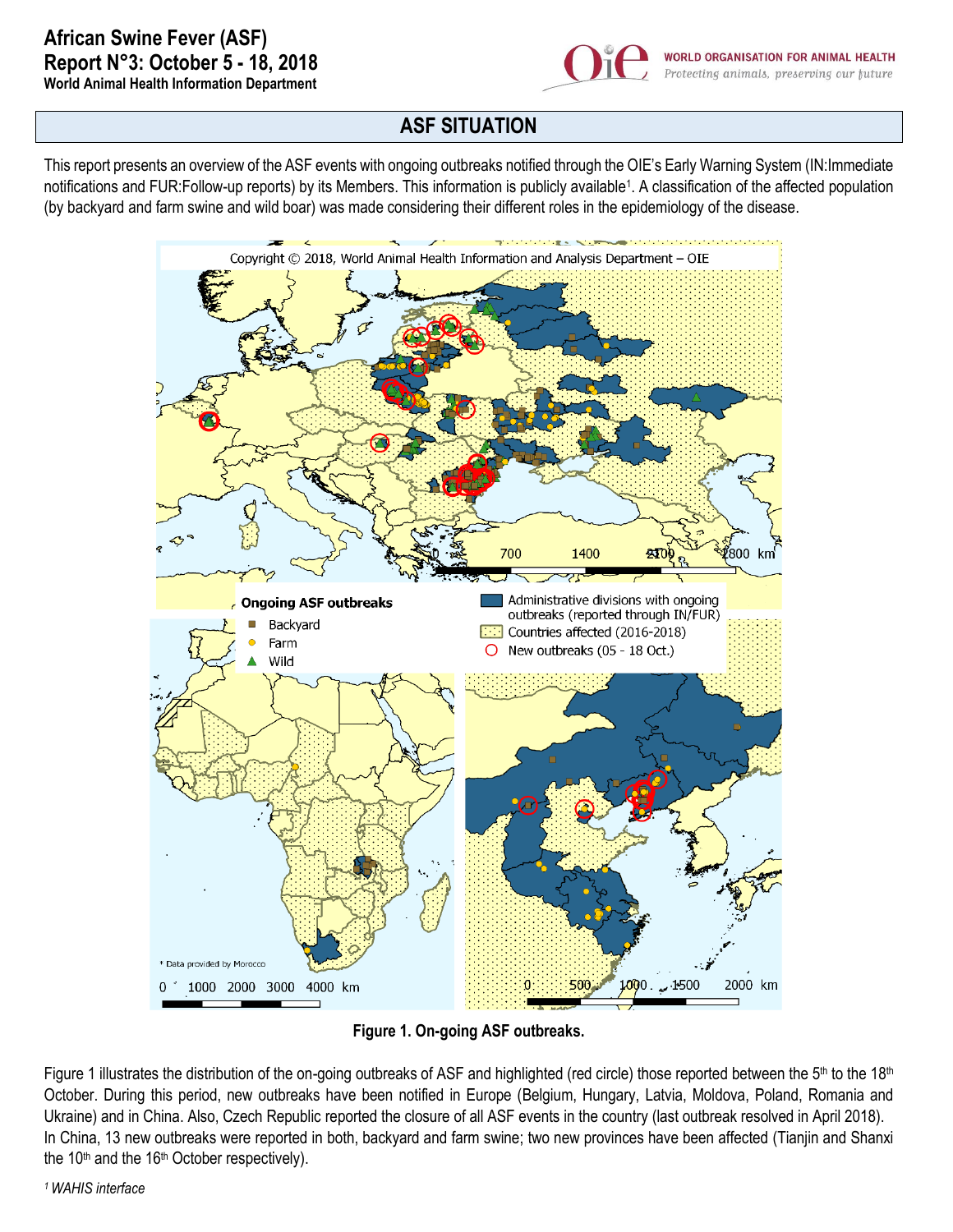# African Swine Fever (ASF)
## Report N°3: October 5 - 18, 2018
**World Animal Health Information Department**

WORLD ORGANISATION FOR ANIMAL HEALTH
*Protecting animals, preserving our future*

## ASF SITUATION

This report presents an overview of the ASF events with ongoing outbreaks notified through the OIE's Early Warning System (IN:Immediate notifications and FUR:Follow-up reports) by its Members. This information is publicly available[1]. A classification of the affected population (by backyard and farm swine and wild boar) was made considering their different roles in the epidemiology of the disease.

**Figure 1. On-going ASF outbreaks.**

Figure 1 illustrates the distribution of the on-going outbreaks of ASF and highlighted (red circle) those reported between the 5th to the 18th October. During this period, new outbreaks have been notified in Europe (Belgium, Hungary, Latvia, Moldova, Poland, Romania and Ukraine) and in China. Also, Czech Republic reported the closure of all ASF events in the country (last outbreak resolved in April 2018). In China, 13 new outbreaks were reported in both, backyard and farm swine; two new provinces have been affected (Tianjin and Shanxi the 10th and the 16th October respectively).

*[1] WAHIS interface*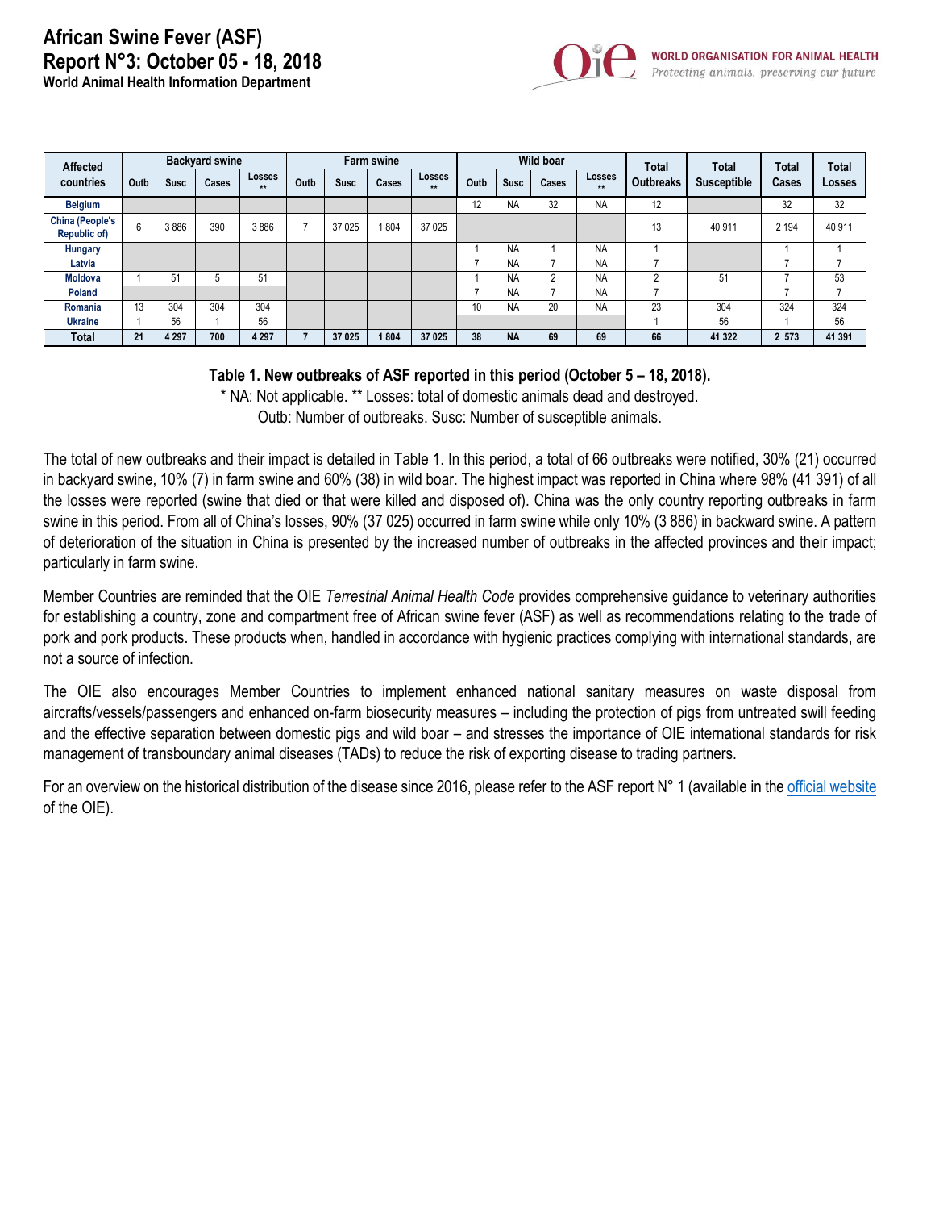# African Swine Fever (ASF)
## Report N°3: October 05 - 18, 2018
**World Animal Health Information Department**

| Affected countries | Backyard swine | | | | Farm swine | | | | Wild boar | | | | Total Outbreaks | Total Susceptible | Total Cases | Total Losses |
|---|---|---|---|---|---|---|---|---|---|---|---|---|---|---|---|---|
| | Outb | Susc | Cases | Losses ** | Outb | Susc | Cases | Losses ** | Outb | Susc | Cases | Losses ** | | | | |
| Belgium | | | | | | | | | 12 | NA | 32 | NA | 12 | | 32 | 32 |
| China (People's Republic of) | 6 | 3 886 | 390 | 3 886 | 7 | 37 025 | 1 804 | 37 025 | | | | | 13 | 40 911 | 2 194 | 40 911 |
| Hungary | | | | | | | | | 1 | NA | 1 | NA | 1 | | 1 | 1 |
| Latvia | | | | | | | | | 7 | NA | 7 | NA | 7 | | 7 | 7 |
| Moldova | 1 | 51 | 5 | 51 | | | | | 1 | NA | 2 | NA | 2 | 51 | 7 | 53 |
| Poland | | | | | | | | | 7 | NA | 7 | NA | 7 | | 7 | 7 |
| Romania | 13 | 304 | 304 | 304 | | | | | 10 | NA | 20 | NA | 23 | 304 | 324 | 324 |
| Ukraine | 1 | 56 | 1 | 56 | | | | | | | | | 1 | 56 | 1 | 56 |
| **Total** | **21** | **4 297** | **700** | **4 297** | **7** | **37 025** | **1 804** | **37 025** | **38** | **NA** | **69** | **69** | **66** | **41 322** | **2 573** | **41 391** |

**Table 1. New outbreaks of ASF reported in this period (October 5 – 18, 2018).**

\* NA: Not applicable. ** Losses: total of domestic animals dead and destroyed.
Outb: Number of outbreaks. Susc: Number of susceptible animals.

The total of new outbreaks and their impact is detailed in Table 1. In this period, a total of 66 outbreaks were notified, 30% (21) occurred in backyard swine, 10% (7) in farm swine and 60% (38) in wild boar. The highest impact was reported in China where 98% (41 391) of all the losses were reported (swine that died or that were killed and disposed of). China was the only country reporting outbreaks in farm swine in this period. From all of China's losses, 90% (37 025) occurred in farm swine while only 10% (3 886) in backward swine. A pattern of deterioration of the situation in China is presented by the increased number of outbreaks in the affected provinces and their impact; particularly in farm swine.

Member Countries are reminded that the OIE *Terrestrial Animal Health Code* provides comprehensive guidance to veterinary authorities for establishing a country, zone and compartment free of African swine fever (ASF) as well as recommendations relating to the trade of pork and pork products. These products when, handled in accordance with hygienic practices complying with international standards, are not a source of infection.

The OIE also encourages Member Countries to implement enhanced national sanitary measures on waste disposal from aircrafts/vessels/passengers and enhanced on-farm biosecurity measures – including the protection of pigs from untreated swill feeding and the effective separation between domestic pigs and wild boar – and stresses the importance of OIE international standards for risk management of transboundary animal diseases (TADs) to reduce the risk of exporting disease to trading partners.

For an overview on the historical distribution of the disease since 2016, please refer to the ASF report N° 1 (available in the official website of the OIE).